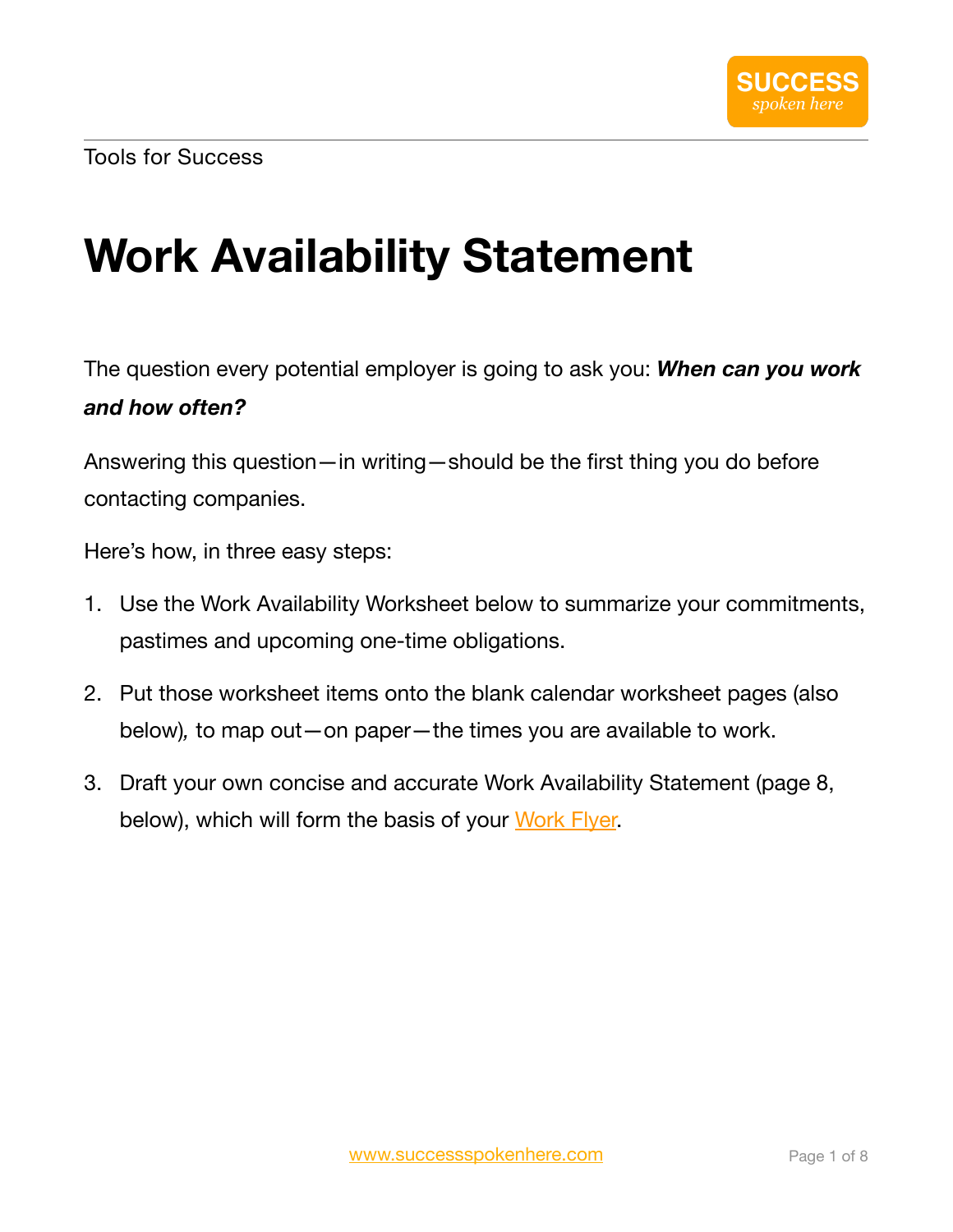Tools for Success

# Work Availability Statement

The question every potential employer is going to ask you: ***When can you work and how often?***

Answering this question—in writing—should be the first thing you do before contacting companies.

Here's how, in three easy steps:

1. Use the Work Availability Worksheet below to summarize your commitments, pastimes and upcoming one-time obligations.
2. Put those worksheet items onto the blank calendar worksheet pages (also below), to map out—on paper—the times you are available to work.
3. Draft your own concise and accurate Work Availability Statement (page 8, below), which will form the basis of your Work Flyer.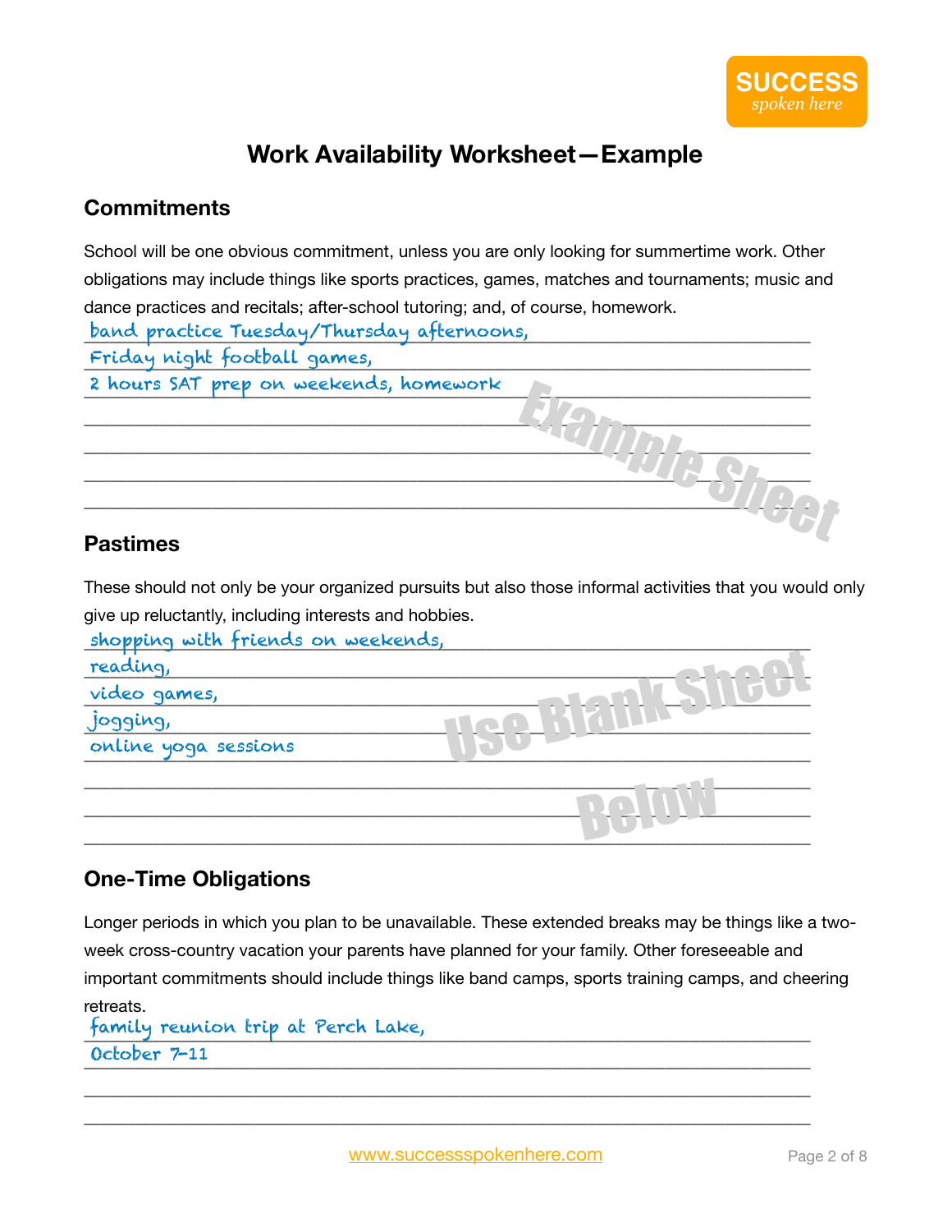# Work Availability Worksheet—Example

## Commitments

School will be one obvious commitment, unless you are only looking for summertime work. Other obligations may include things like sports practices, games, matches and tournaments; music and dance practices and recitals; after-school tutoring; and, of course, homework.

band practice Tuesday/Thursday afternoons,
Friday night football games,
2 hours SAT prep on weekends, homework

Example Sheet

## Pastimes

These should not only be your organized pursuits but also those informal activities that you would only give up reluctantly, including interests and hobbies.

shopping with friends on weekends,
reading,
video games,
jogging,
online yoga sessions

Use Blank Sheet Below

## One-Time Obligations

Longer periods in which you plan to be unavailable. These extended breaks may be things like a two-week cross-country vacation your parents have planned for your family. Other foreseeable and important commitments should include things like band camps, sports training camps, and cheering retreats.

family reunion trip at Perch Lake,
October 7-11

www.successspokenhere.com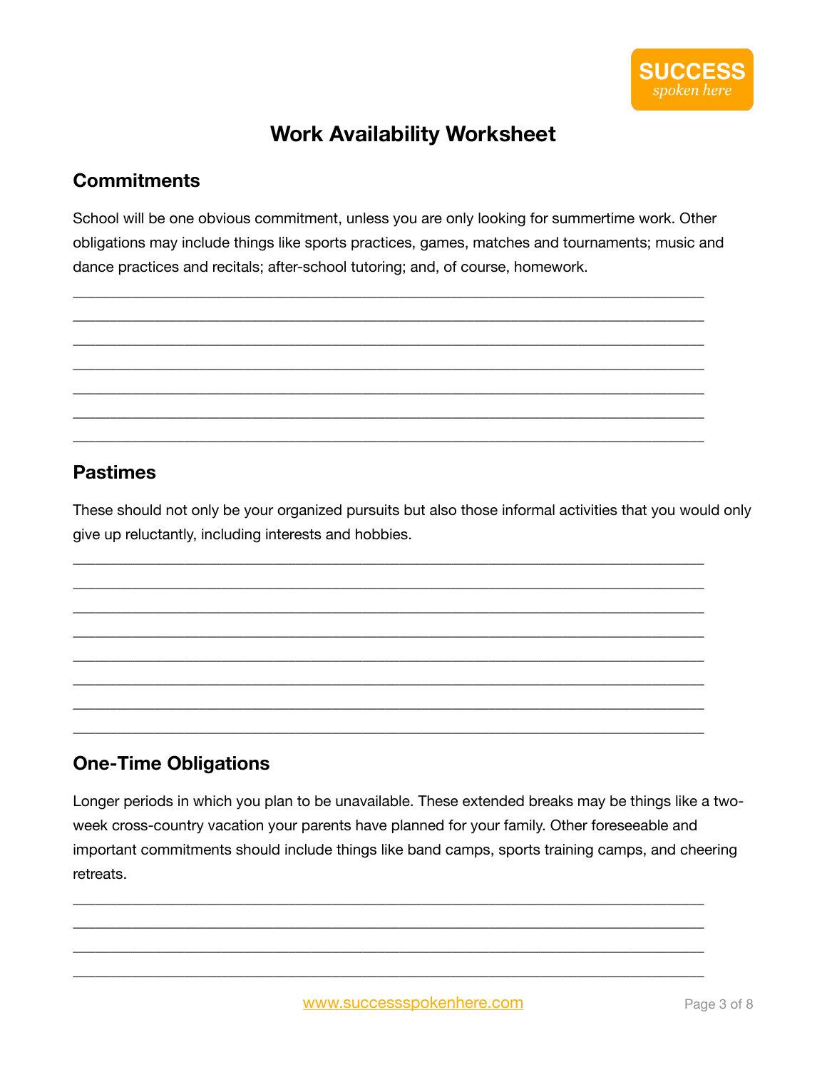# Work Availability Worksheet

## Commitments

School will be one obvious commitment, unless you are only looking for summertime work. Other obligations may include things like sports practices, games, matches and tournaments; music and dance practices and recitals; after-school tutoring; and, of course, homework.

_______________________________________________________________________________
_______________________________________________________________________________
_______________________________________________________________________________
_______________________________________________________________________________
_______________________________________________________________________________
_______________________________________________________________________________
_______________________________________________________________________________

## Pastimes

These should not only be your organized pursuits but also those informal activities that you would only give up reluctantly, including interests and hobbies.

_______________________________________________________________________________
_______________________________________________________________________________
_______________________________________________________________________________
_______________________________________________________________________________
_______________________________________________________________________________
_______________________________________________________________________________
_______________________________________________________________________________
_______________________________________________________________________________

## One-Time Obligations

Longer periods in which you plan to be unavailable. These extended breaks may be things like a two-week cross-country vacation your parents have planned for your family. Other foreseeable and important commitments should include things like band camps, sports training camps, and cheering retreats.

_______________________________________________________________________________
_______________________________________________________________________________
_______________________________________________________________________________
_______________________________________________________________________________

www.successspokenhere.com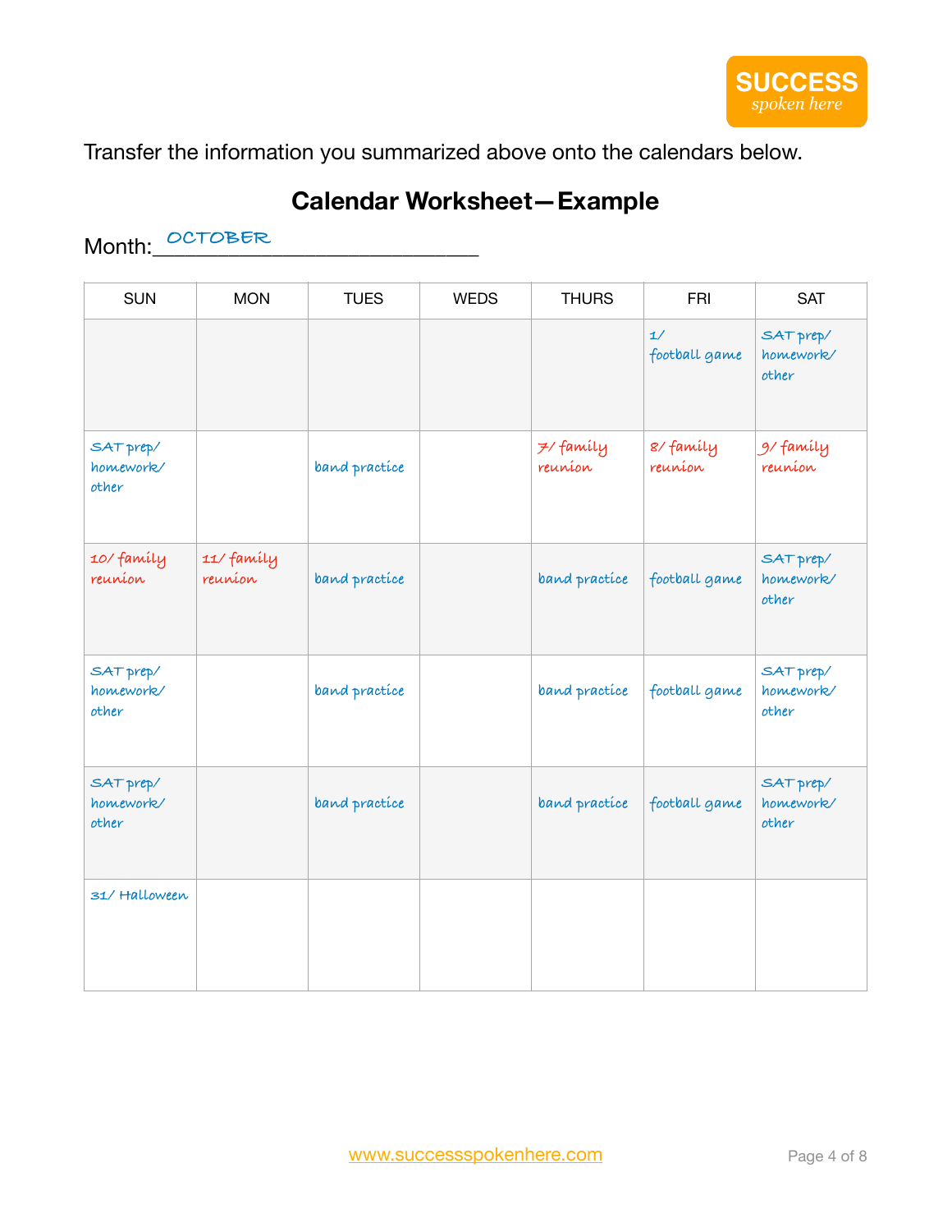Transfer the information you summarized above onto the calendars below.

## Calendar Worksheet—Example

Month: OCTOBER

| SUN | MON | TUES | WEDS | THURS | FRI | SAT |
|---|---|---|---|---|---|---|
| | | | | | 1/ football game | SAT prep/ homework/ other |
| SAT prep/ homework/ other | | band practice | | 7/ family reunion | 8/ family reunion | 9/ family reunion |
| 10/ family reunion | 11/ family reunion | band practice | | band practice | football game | SAT prep/ homework/ other |
| SAT prep/ homework/ other | | band practice | | band practice | football game | SAT prep/ homework/ other |
| SAT prep/ homework/ other | | band practice | | band practice | football game | SAT prep/ homework/ other |
| 31/ Halloween | | | | | | |

www.successspokenhere.com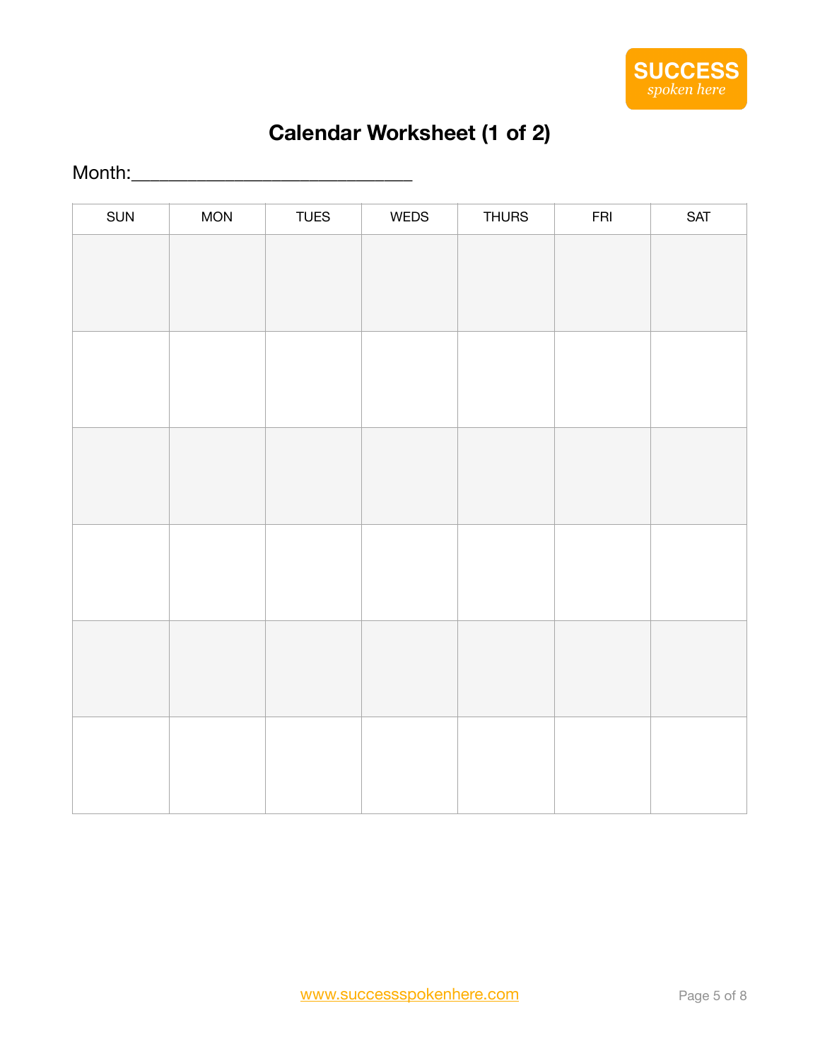SUCCESS *spoken here*

# Calendar Worksheet (1 of 2)

Month:____________________________

| SUN | MON | TUES | WEDS | THURS | FRI | SAT |
|---|---|---|---|---|---|---|
| | | | | | | |
| | | | | | | |
| | | | | | | |
| | | | | | | |
| | | | | | | |
| | | | | | | |

www.successspokenhere.com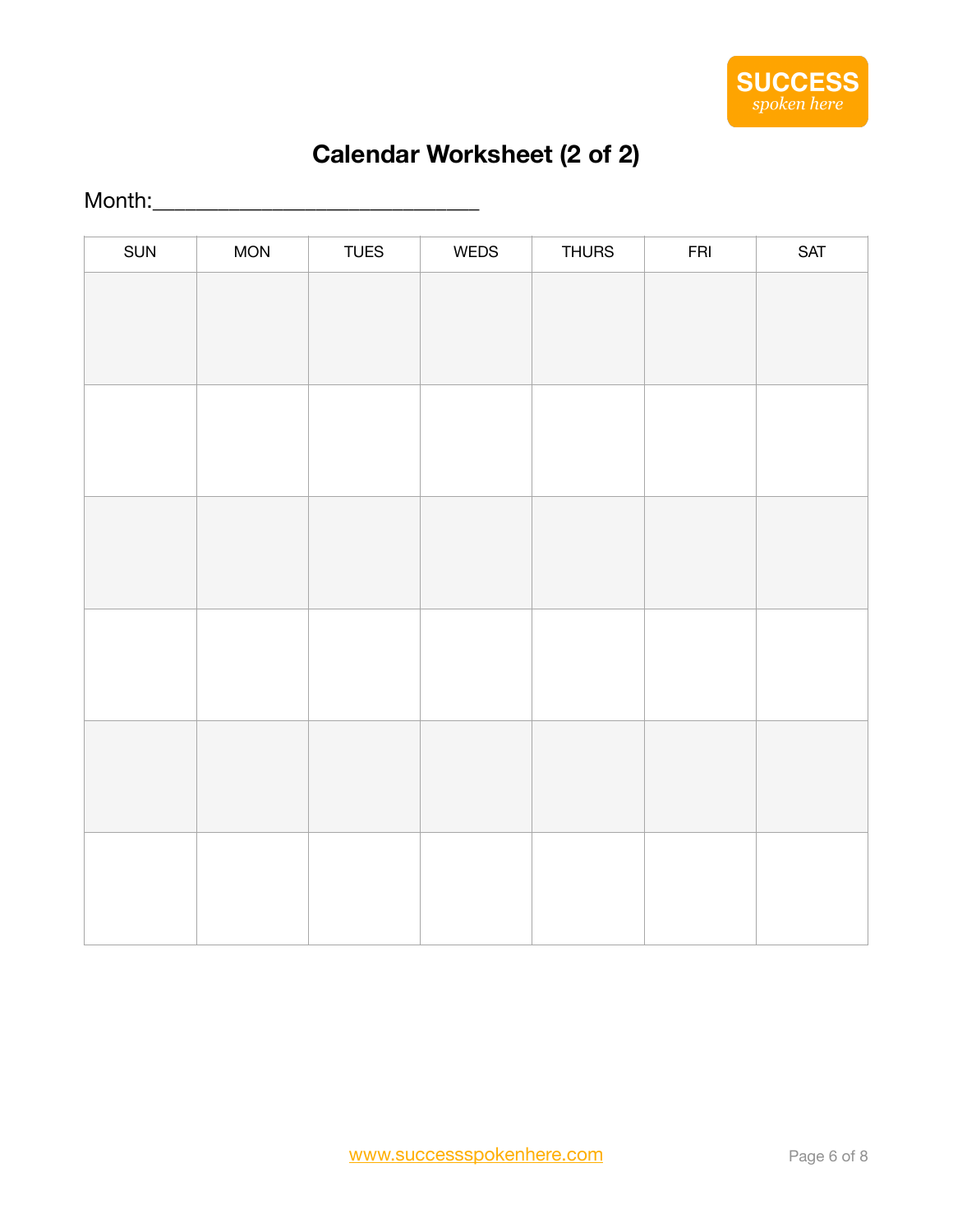SUCCESS
*spoken here*

# Calendar Worksheet (2 of 2)

Month:____________________________

| SUN | MON | TUES | WEDS | THURS | FRI | SAT |
|---|---|---|---|---|---|---|
| | | | | | | |
| | | | | | | |
| | | | | | | |
| | | | | | | |
| | | | | | | |
| | | | | | | |

www.successspokenhere.com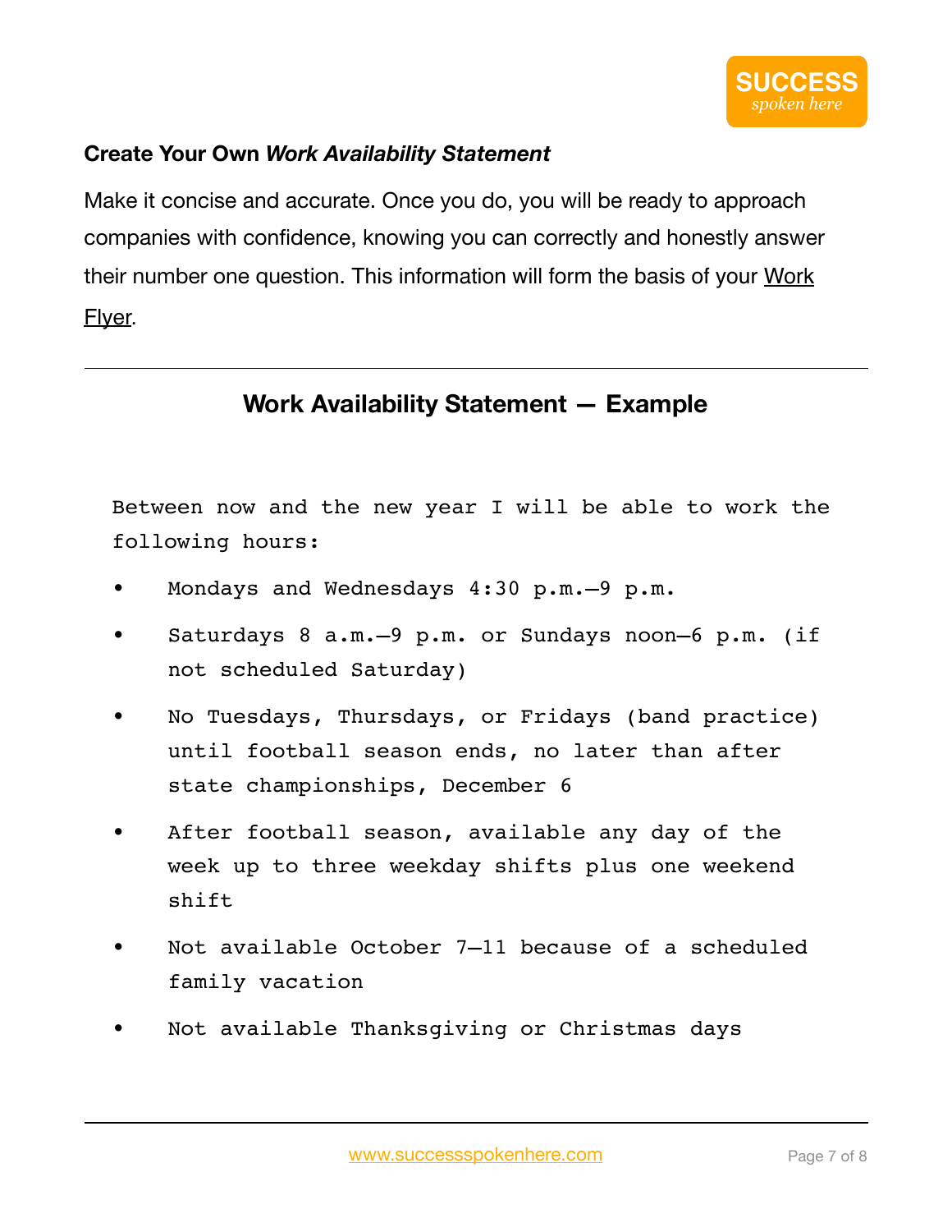### Create Your Own *Work Availability Statement*

Make it concise and accurate. Once you do, you will be ready to approach companies with confidence, knowing you can correctly and honestly answer their number one question. This information will form the basis of your Work Flyer.

---

## Work Availability Statement — Example

Between now and the new year I will be able to work the following hours:

- Mondays and Wednesdays 4:30 p.m.–9 p.m.
- Saturdays 8 a.m.–9 p.m. or Sundays noon–6 p.m. (if not scheduled Saturday)
- No Tuesdays, Thursdays, or Fridays (band practice) until football season ends, no later than after state championships, December 6
- After football season, available any day of the week up to three weekday shifts plus one weekend shift
- Not available October 7–11 because of a scheduled family vacation
- Not available Thanksgiving or Christmas days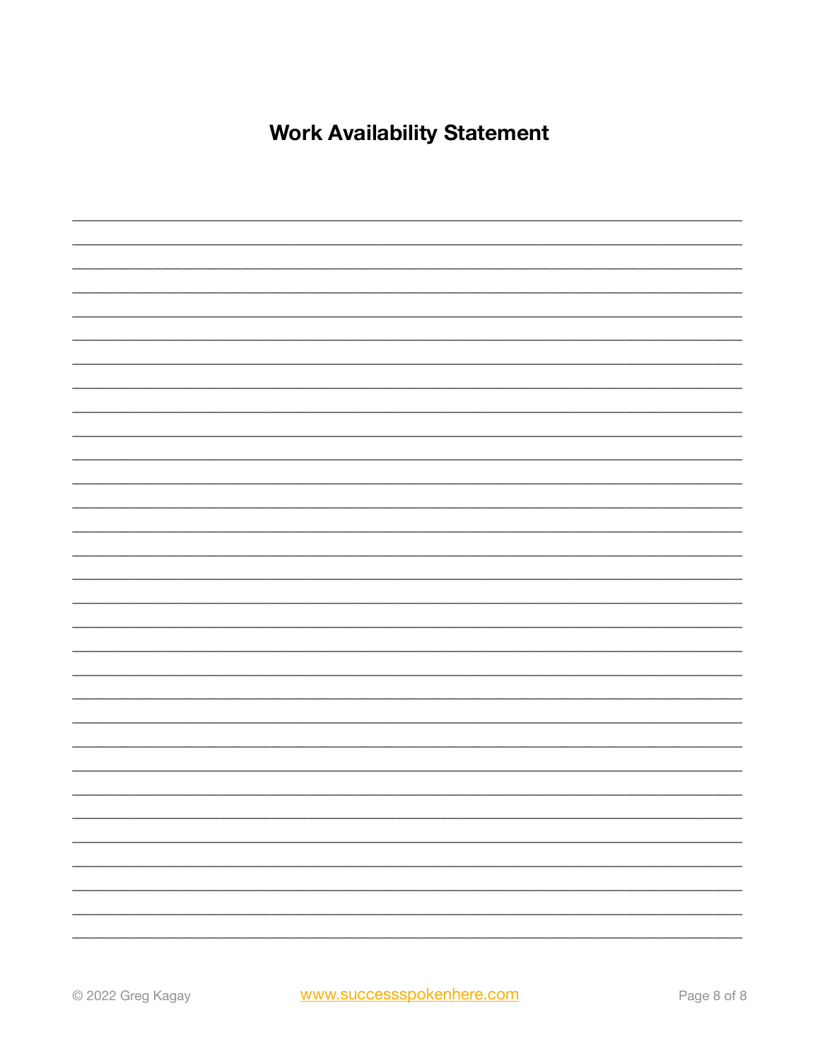# Work Availability Statement

_______________________________________________________________________________

_______________________________________________________________________________

_______________________________________________________________________________

_______________________________________________________________________________

_______________________________________________________________________________

_______________________________________________________________________________

_______________________________________________________________________________

_______________________________________________________________________________

_______________________________________________________________________________

_______________________________________________________________________________

_______________________________________________________________________________

_______________________________________________________________________________

_______________________________________________________________________________

_______________________________________________________________________________

_______________________________________________________________________________

_______________________________________________________________________________

_______________________________________________________________________________

_______________________________________________________________________________

_______________________________________________________________________________

_______________________________________________________________________________

_______________________________________________________________________________

_______________________________________________________________________________

_______________________________________________________________________________

_______________________________________________________________________________

_______________________________________________________________________________

_______________________________________________________________________________

_______________________________________________________________________________

_______________________________________________________________________________

_______________________________________________________________________________

_______________________________________________________________________________

_______________________________________________________________________________

© 2022 Greg Kagay

www.successspokenhere.com